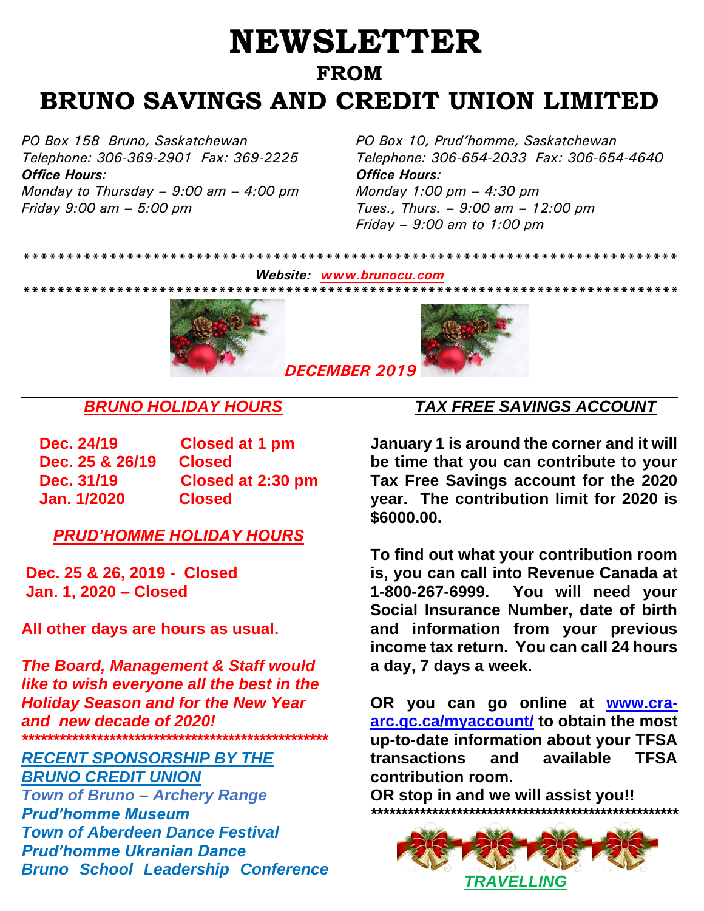# NEWSLETTER

## FROM

# BRUNO SAVINGS AND CREDIT UNION LIMITED

*PO Box 158 Bruno, Saskatchewan*
*Telephone: 306-369-2901 Fax: 369-2225*
***Office Hours:***
*Monday to Thursday – 9:00 am – 4:00 pm*
*Friday 9:00 am – 5:00 pm*

*PO Box 10, Prud'homme, Saskatchewan*
*Telephone: 306-654-2033 Fax: 306-654-4640*
***Office Hours:***
*Monday 1:00 pm – 4:30 pm*
*Tues., Thurs. – 9:00 am – 12:00 pm*
*Friday – 9:00 am to 1:00 pm*

*****************************************************************************

***Website:*** ***www.brunocu.com***

*****************************************************************************

***DECEMBER 2019***

## *BRUNO HOLIDAY HOURS*

**Dec. 24/19** **Closed at 1 pm**
**Dec. 25 & 26/19** **Closed**
**Dec. 31/19** **Closed at 2:30 pm**
**Jan. 1/2020** **Closed**

## *PRUD'HOMME HOLIDAY HOURS*

**Dec. 25 & 26, 2019 - Closed**
**Jan. 1, 2020 – Closed**

**All other days are hours as usual.**

***The Board, Management & Staff would like to wish everyone all the best in the Holiday Season and for the New Year and new decade of 2020!***

*****************************************************

## *RECENT SPONSORSHIP BY THE BRUNO CREDIT UNION*

***Town of Bruno – Archery Range***
***Prud'homme Museum***
***Town of Aberdeen Dance Festival***
***Prud'homme Ukranian Dance***
***Bruno School Leadership Conference***

## *TAX FREE SAVINGS ACCOUNT*

**January 1 is around the corner and it will be time that you can contribute to your Tax Free Savings account for the 2020 year. The contribution limit for 2020 is $6000.00.**

**To find out what your contribution room is, you can call into Revenue Canada at 1-800-267-6999. You will need your Social Insurance Number, date of birth and information from your previous income tax return. You can call 24 hours a day, 7 days a week.**

**OR you can go online at www.cra-arc.gc.ca/myaccount/ to obtain the most up-to-date information about your TFSA transactions and available TFSA contribution room.**

**OR stop in and we will assist you!!**

*****************************************************

## *TRAVELLING*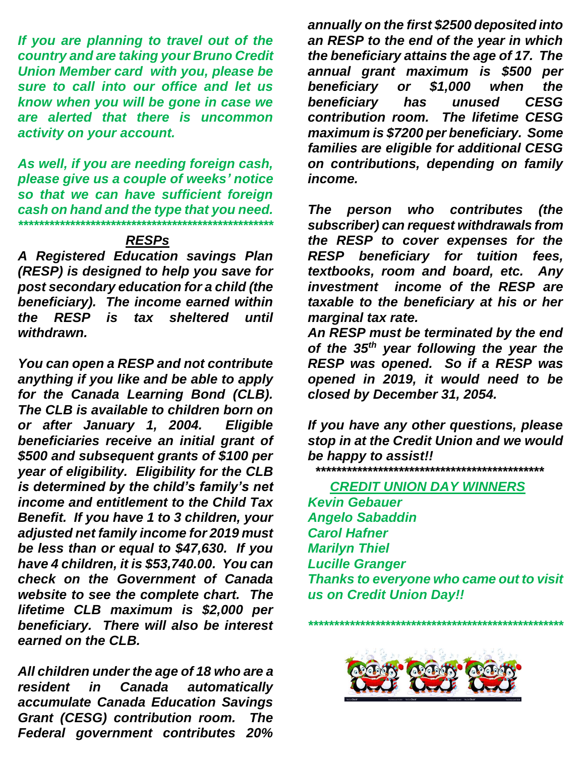*If you are planning to travel out of the country and are taking your Bruno Credit Union Member card with you, please be sure to call into our office and let us know when you will be gone in case we are alerted that there is uncommon activity on your account.*

*As well, if you are needing foreign cash, please give us a couple of weeks' notice so that we can have sufficient foreign cash on hand and the type that you need.*

*****************************************************

## *RESPs*

*A Registered Education savings Plan (RESP) is designed to help you save for post secondary education for a child (the beneficiary). The income earned within the RESP is tax sheltered until withdrawn.*

*You can open a RESP and not contribute anything if you like and be able to apply for the Canada Learning Bond (CLB). The CLB is available to children born on or after January 1, 2004. Eligible beneficiaries receive an initial grant of $500 and subsequent grants of $100 per year of eligibility. Eligibility for the CLB is determined by the child's family's net income and entitlement to the Child Tax Benefit. If you have 1 to 3 children, your adjusted net family income for 2019 must be less than or equal to $47,630. If you have 4 children, it is $53,740.00. You can check on the Government of Canada website to see the complete chart. The lifetime CLB maximum is $2,000 per beneficiary. There will also be interest earned on the CLB.*

*All children under the age of 18 who are a resident in Canada automatically accumulate Canada Education Savings Grant (CESG) contribution room. The Federal government contributes 20% annually on the first $2500 deposited into an RESP to the end of the year in which the beneficiary attains the age of 17. The annual grant maximum is $500 per beneficiary or $1,000 when the beneficiary has unused CESG contribution room. The lifetime CESG maximum is $7200 per beneficiary. Some families are eligible for additional CESG on contributions, depending on family income.*

*The person who contributes (the subscriber) can request withdrawals from the RESP to cover expenses for the RESP beneficiary for tuition fees, textbooks, room and board, etc. Any investment income of the RESP are taxable to the beneficiary at his or her marginal tax rate.*

*An RESP must be terminated by the end of the 35th year following the year the RESP was opened. So if a RESP was opened in 2019, it would need to be closed by December 31, 2054.*

*If you have any other questions, please stop in at the Credit Union and we would be happy to assist!!*

*********************************************

## *CREDIT UNION DAY WINNERS*

*Kevin Gebauer*
*Angelo Sabaddin*
*Carol Hafner*
*Marilyn Thiel*
*Lucille Granger*

*Thanks to everyone who came out to visit us on Credit Union Day!!*

*****************************************************